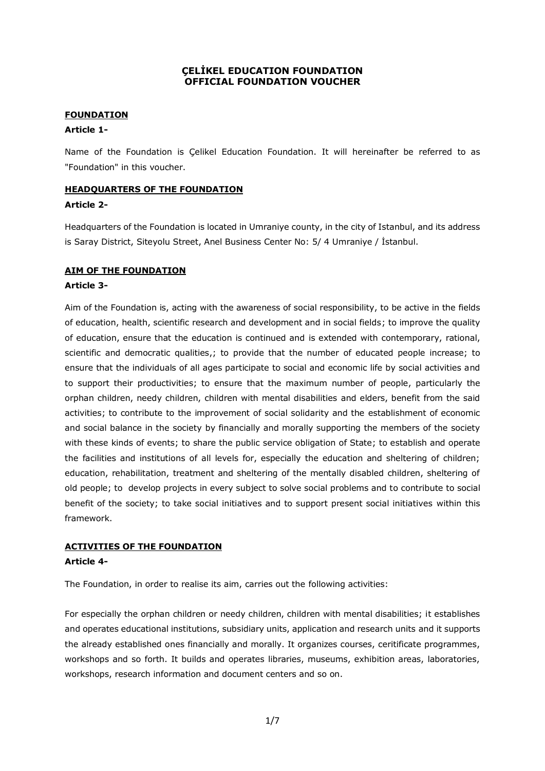# ÇELİKEL EDUCATION FOUNDATION
# OFFICIAL FOUNDATION VOUCHER

## FOUNDATION

**Article 1-**

Name of the Foundation is Çelikel Education Foundation. It will hereinafter be referred to as "Foundation" in this voucher.

## HEADQUARTERS OF THE FOUNDATION

**Article 2-**

Headquarters of the Foundation is located in Umraniye county, in the city of Istanbul, and its address is Saray District, Siteyolu Street, Anel Business Center No: 5/ 4 Umraniye / İstanbul.

## AIM OF THE FOUNDATION

**Article 3-**

Aim of the Foundation is, acting with the awareness of social responsibility, to be active in the fields of education, health, scientific research and development and in social fields; to improve the quality of education, ensure that the education is continued and is extended with contemporary, rational, scientific and democratic qualities,; to provide that the number of educated people increase; to ensure that the individuals of all ages participate to social and economic life by social activities and to support their productivities; to ensure that the maximum number of people, particularly the orphan children, needy children, children with mental disabilities and elders, benefit from the said activities; to contribute to the improvement of social solidarity and the establishment of economic and social balance in the society by financially and morally supporting the members of the society with these kinds of events; to share the public service obligation of State; to establish and operate the facilities and institutions of all levels for, especially the education and sheltering of children; education, rehabilitation, treatment and sheltering of the mentally disabled children, sheltering of old people; to develop projects in every subject to solve social problems and to contribute to social benefit of the society; to take social initiatives and to support present social initiatives within this framework.

## ACTIVITIES OF THE FOUNDATION

**Article 4-**

The Foundation, in order to realise its aim, carries out the following activities:

For especially the orphan children or needy children, children with mental disabilities; it establishes and operates educational institutions, subsidiary units, application and research units and it supports the already established ones financially and morally. It organizes courses, ceritificate programmes, workshops and so forth. It builds and operates libraries, museums, exhibition areas, laboratories, workshops, research information and document centers and so on.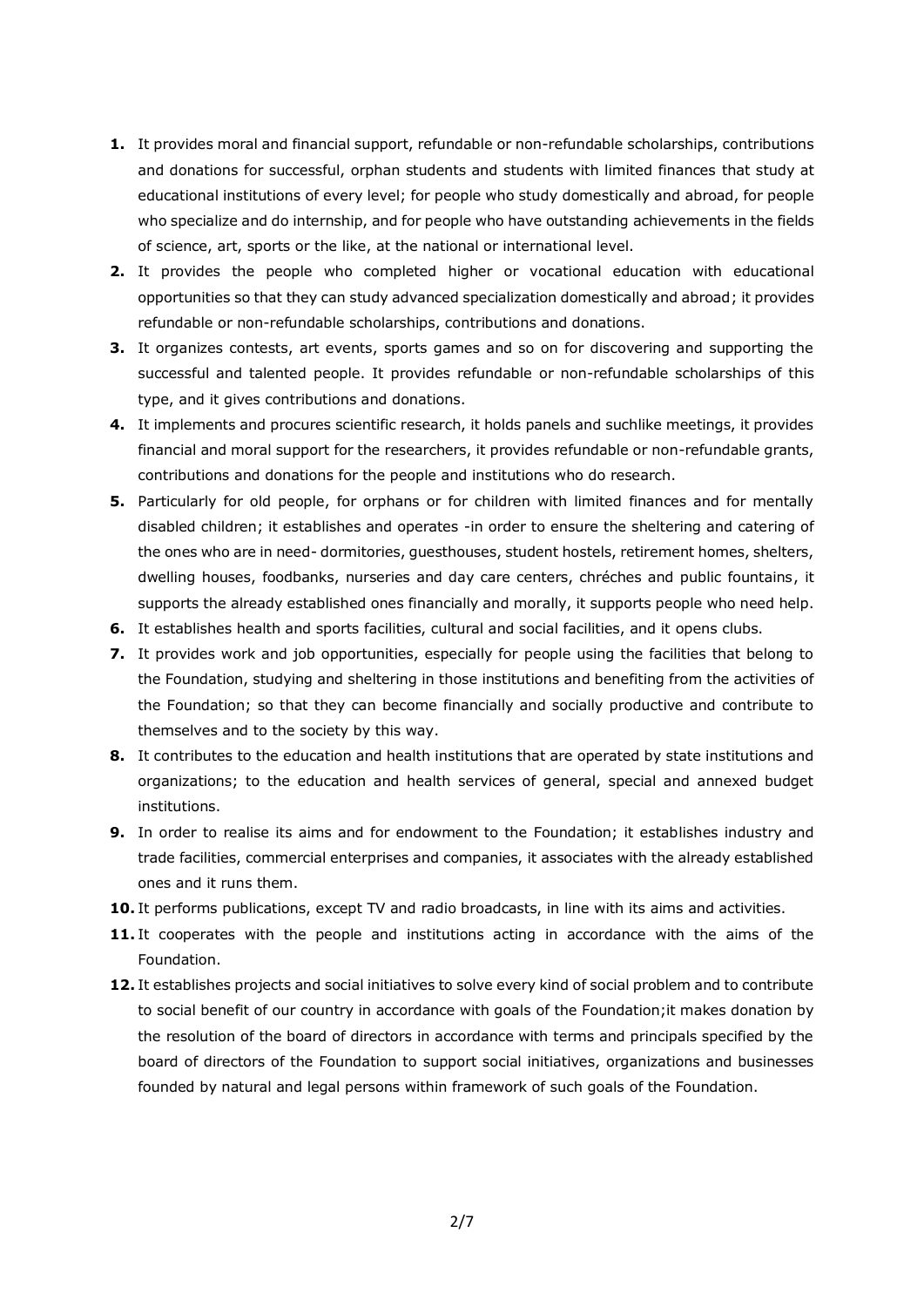1. It provides moral and financial support, refundable or non-refundable scholarships, contributions and donations for successful, orphan students and students with limited finances that study at educational institutions of every level; for people who study domestically and abroad, for people who specialize and do internship, and for people who have outstanding achievements in the fields of science, art, sports or the like, at the national or international level.
2. It provides the people who completed higher or vocational education with educational opportunities so that they can study advanced specialization domestically and abroad; it provides refundable or non-refundable scholarships, contributions and donations.
3. It organizes contests, art events, sports games and so on for discovering and supporting the successful and talented people. It provides refundable or non-refundable scholarships of this type, and it gives contributions and donations.
4. It implements and procures scientific research, it holds panels and suchlike meetings, it provides financial and moral support for the researchers, it provides refundable or non-refundable grants, contributions and donations for the people and institutions who do research.
5. Particularly for old people, for orphans or for children with limited finances and for mentally disabled children; it establishes and operates -in order to ensure the sheltering and catering of the ones who are in need- dormitories, guesthouses, student hostels, retirement homes, shelters, dwelling houses, foodbanks, nurseries and day care centers, chréches and public fountains, it supports the already established ones financially and morally, it supports people who need help.
6. It establishes health and sports facilities, cultural and social facilities, and it opens clubs.
7. It provides work and job opportunities, especially for people using the facilities that belong to the Foundation, studying and sheltering in those institutions and benefiting from the activities of the Foundation; so that they can become financially and socially productive and contribute to themselves and to the society by this way.
8. It contributes to the education and health institutions that are operated by state institutions and organizations; to the education and health services of general, special and annexed budget institutions.
9. In order to realise its aims and for endowment to the Foundation; it establishes industry and trade facilities, commercial enterprises and companies, it associates with the already established ones and it runs them.
10. It performs publications, except TV and radio broadcasts, in line with its aims and activities.
11. It cooperates with the people and institutions acting in accordance with the aims of the Foundation.
12. It establishes projects and social initiatives to solve every kind of social problem and to contribute to social benefit of our country in accordance with goals of the Foundation;it makes donation by the resolution of the board of directors in accordance with terms and principals specified by the board of directors of the Foundation to support social initiatives, organizations and businesses founded by natural and legal persons within framework of such goals of the Foundation.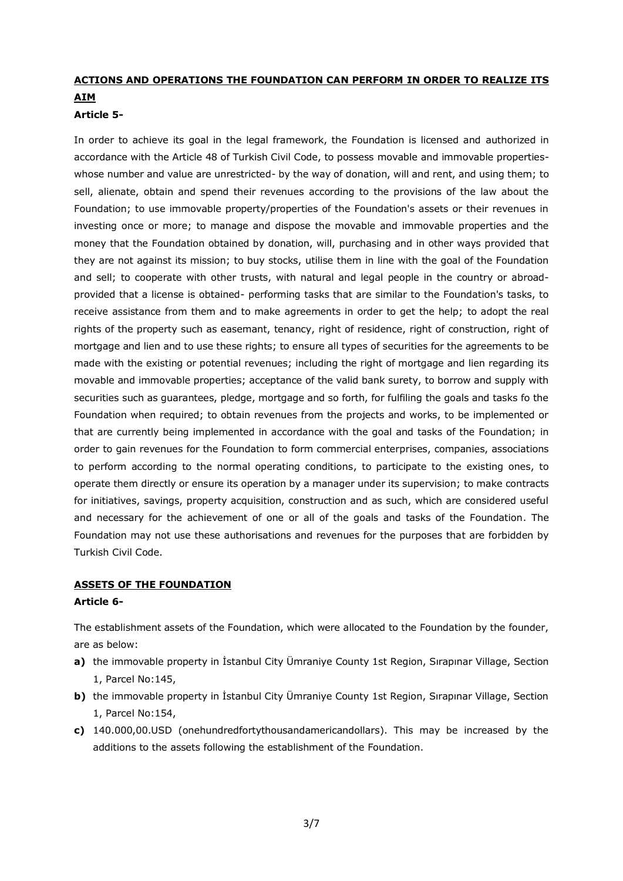## ACTIONS AND OPERATIONS THE FOUNDATION CAN PERFORM IN ORDER TO REALIZE ITS AIM

**Article 5-**

In order to achieve its goal in the legal framework, the Foundation is licensed and authorized in accordance with the Article 48 of Turkish Civil Code, to possess movable and immovable properties- whose number and value are unrestricted- by the way of donation, will and rent, and using them; to sell, alienate, obtain and spend their revenues according to the provisions of the law about the Foundation; to use immovable property/properties of the Foundation's assets or their revenues in investing once or more; to manage and dispose the movable and immovable properties and the money that the Foundation obtained by donation, will, purchasing and in other ways provided that they are not against its mission; to buy stocks, utilise them in line with the goal of the Foundation and sell; to cooperate with other trusts, with natural and legal people in the country or abroad- provided that a license is obtained- performing tasks that are similar to the Foundation's tasks, to receive assistance from them and to make agreements in order to get the help; to adopt the real rights of the property such as easemant, tenancy, right of residence, right of construction, right of mortgage and lien and to use these rights; to ensure all types of securities for the agreements to be made with the existing or potential revenues; including the right of mortgage and lien regarding its movable and immovable properties; acceptance of the valid bank surety, to borrow and supply with securities such as guarantees, pledge, mortgage and so forth, for fulfiling the goals and tasks fo the Foundation when required; to obtain revenues from the projects and works, to be implemented or that are currently being implemented in accordance with the goal and tasks of the Foundation; in order to gain revenues for the Foundation to form commercial enterprises, companies, associations to perform according to the normal operating conditions, to participate to the existing ones, to operate them directly or ensure its operation by a manager under its supervision; to make contracts for initiatives, savings, property acquisition, construction and as such, which are considered useful and necessary for the achievement of one or all of the goals and tasks of the Foundation. The Foundation may not use these authorisations and revenues for the purposes that are forbidden by Turkish Civil Code.

## ASSETS OF THE FOUNDATION

**Article 6-**

The establishment assets of the Foundation, which were allocated to the Foundation by the founder, are as below:

- **a)** the immovable property in İstanbul City Ümraniye County 1st Region, Sırapınar Village, Section 1, Parcel No:145,
- **b)** the immovable property in İstanbul City Ümraniye County 1st Region, Sırapınar Village, Section 1, Parcel No:154,
- **c)** 140.000,00.USD (onehundredfortythousandamericandollars). This may be increased by the additions to the assets following the establishment of the Foundation.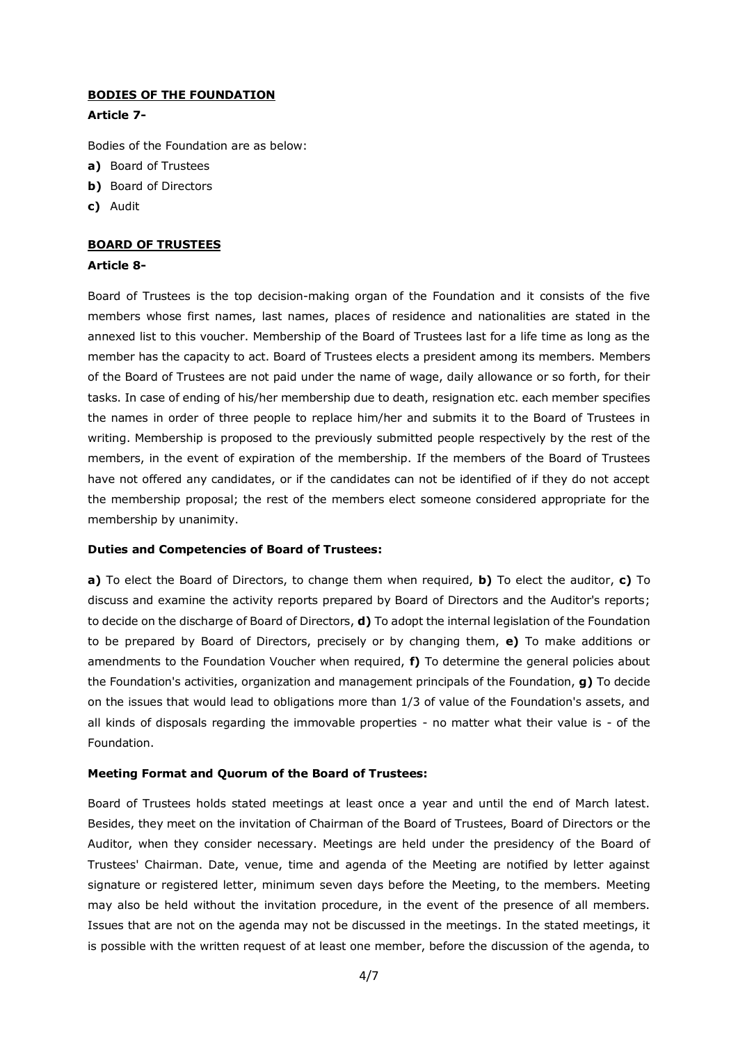**BODIES OF THE FOUNDATION**

**Article 7-**

Bodies of the Foundation are as below:

**a)** Board of Trustees

**b)** Board of Directors

**c)** Audit

**BOARD OF TRUSTEES**

**Article 8-**

Board of Trustees is the top decision-making organ of the Foundation and it consists of the five members whose first names, last names, places of residence and nationalities are stated in the annexed list to this voucher. Membership of the Board of Trustees last for a life time as long as the member has the capacity to act. Board of Trustees elects a president among its members. Members of the Board of Trustees are not paid under the name of wage, daily allowance or so forth, for their tasks. In case of ending of his/her membership due to death, resignation etc. each member specifies the names in order of three people to replace him/her and submits it to the Board of Trustees in writing. Membership is proposed to the previously submitted people respectively by the rest of the members, in the event of expiration of the membership. If the members of the Board of Trustees have not offered any candidates, or if the candidates can not be identified of if they do not accept the membership proposal; the rest of the members elect someone considered appropriate for the membership by unanimity.

**Duties and Competencies of Board of Trustees:**

**a)** To elect the Board of Directors, to change them when required, **b)** To elect the auditor, **c)** To discuss and examine the activity reports prepared by Board of Directors and the Auditor's reports; to decide on the discharge of Board of Directors, **d)** To adopt the internal legislation of the Foundation to be prepared by Board of Directors, precisely or by changing them, **e)** To make additions or amendments to the Foundation Voucher when required, **f)** To determine the general policies about the Foundation's activities, organization and management principals of the Foundation, **g)** To decide on the issues that would lead to obligations more than 1/3 of value of the Foundation's assets, and all kinds of disposals regarding the immovable properties - no matter what their value is - of the Foundation.

**Meeting Format and Quorum of the Board of Trustees:**

Board of Trustees holds stated meetings at least once a year and until the end of March latest. Besides, they meet on the invitation of Chairman of the Board of Trustees, Board of Directors or the Auditor, when they consider necessary. Meetings are held under the presidency of the Board of Trustees' Chairman. Date, venue, time and agenda of the Meeting are notified by letter against signature or registered letter, minimum seven days before the Meeting, to the members. Meeting may also be held without the invitation procedure, in the event of the presence of all members. Issues that are not on the agenda may not be discussed in the meetings. In the stated meetings, it is possible with the written request of at least one member, before the discussion of the agenda, to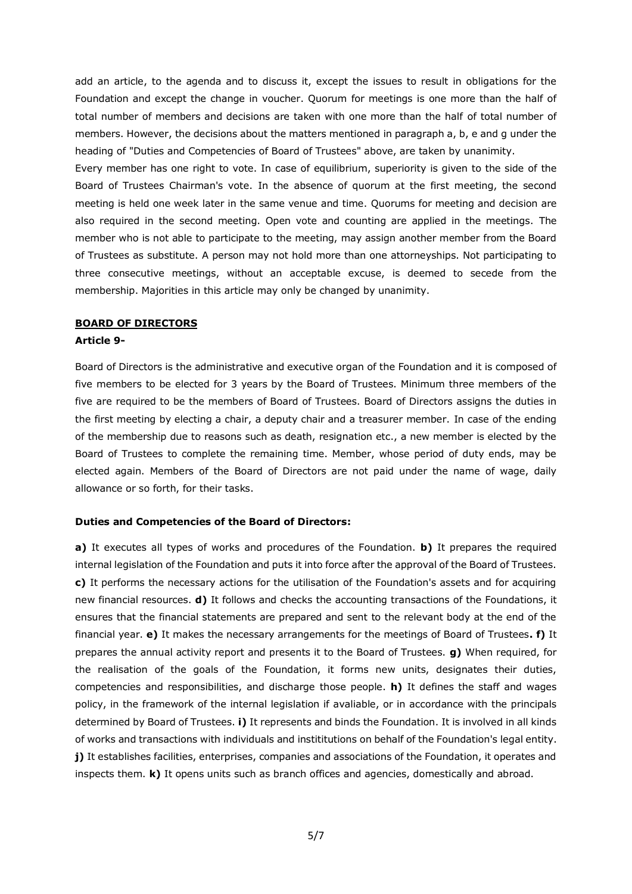add an article, to the agenda and to discuss it, except the issues to result in obligations for the Foundation and except the change in voucher. Quorum for meetings is one more than the half of total number of members and decisions are taken with one more than the half of total number of members. However, the decisions about the matters mentioned in paragraph a, b, e and g under the heading of "Duties and Competencies of Board of Trustees" above, are taken by unanimity.

Every member has one right to vote. In case of equilibrium, superiority is given to the side of the Board of Trustees Chairman's vote. In the absence of quorum at the first meeting, the second meeting is held one week later in the same venue and time. Quorums for meeting and decision are also required in the second meeting. Open vote and counting are applied in the meetings. The member who is not able to participate to the meeting, may assign another member from the Board of Trustees as substitute. A person may not hold more than one attorneyships. Not participating to three consecutive meetings, without an acceptable excuse, is deemed to secede from the membership. Majorities in this article may only be changed by unanimity.

## BOARD OF DIRECTORS

**Article 9-**

Board of Directors is the administrative and executive organ of the Foundation and it is composed of five members to be elected for 3 years by the Board of Trustees. Minimum three members of the five are required to be the members of Board of Trustees. Board of Directors assigns the duties in the first meeting by electing a chair, a deputy chair and a treasurer member. In case of the ending of the membership due to reasons such as death, resignation etc., a new member is elected by the Board of Trustees to complete the remaining time. Member, whose period of duty ends, may be elected again. Members of the Board of Directors are not paid under the name of wage, daily allowance or so forth, for their tasks.

**Duties and Competencies of the Board of Directors:**

**a)** It executes all types of works and procedures of the Foundation. **b)** It prepares the required internal legislation of the Foundation and puts it into force after the approval of the Board of Trustees. **c)** It performs the necessary actions for the utilisation of the Foundation's assets and for acquiring new financial resources. **d)** It follows and checks the accounting transactions of the Foundations, it ensures that the financial statements are prepared and sent to the relevant body at the end of the financial year. **e)** It makes the necessary arrangements for the meetings of Board of Trustees**. f)** It prepares the annual activity report and presents it to the Board of Trustees. **g)** When required, for the realisation of the goals of the Foundation, it forms new units, designates their duties, competencies and responsibilities, and discharge those people. **h)** It defines the staff and wages policy, in the framework of the internal legislation if avaliable, or in accordance with the principals determined by Board of Trustees. **i)** It represents and binds the Foundation. It is involved in all kinds of works and transactions with individuals and instititutions on behalf of the Foundation's legal entity. **j)** It establishes facilities, enterprises, companies and associations of the Foundation, it operates and inspects them. **k)** It opens units such as branch offices and agencies, domestically and abroad.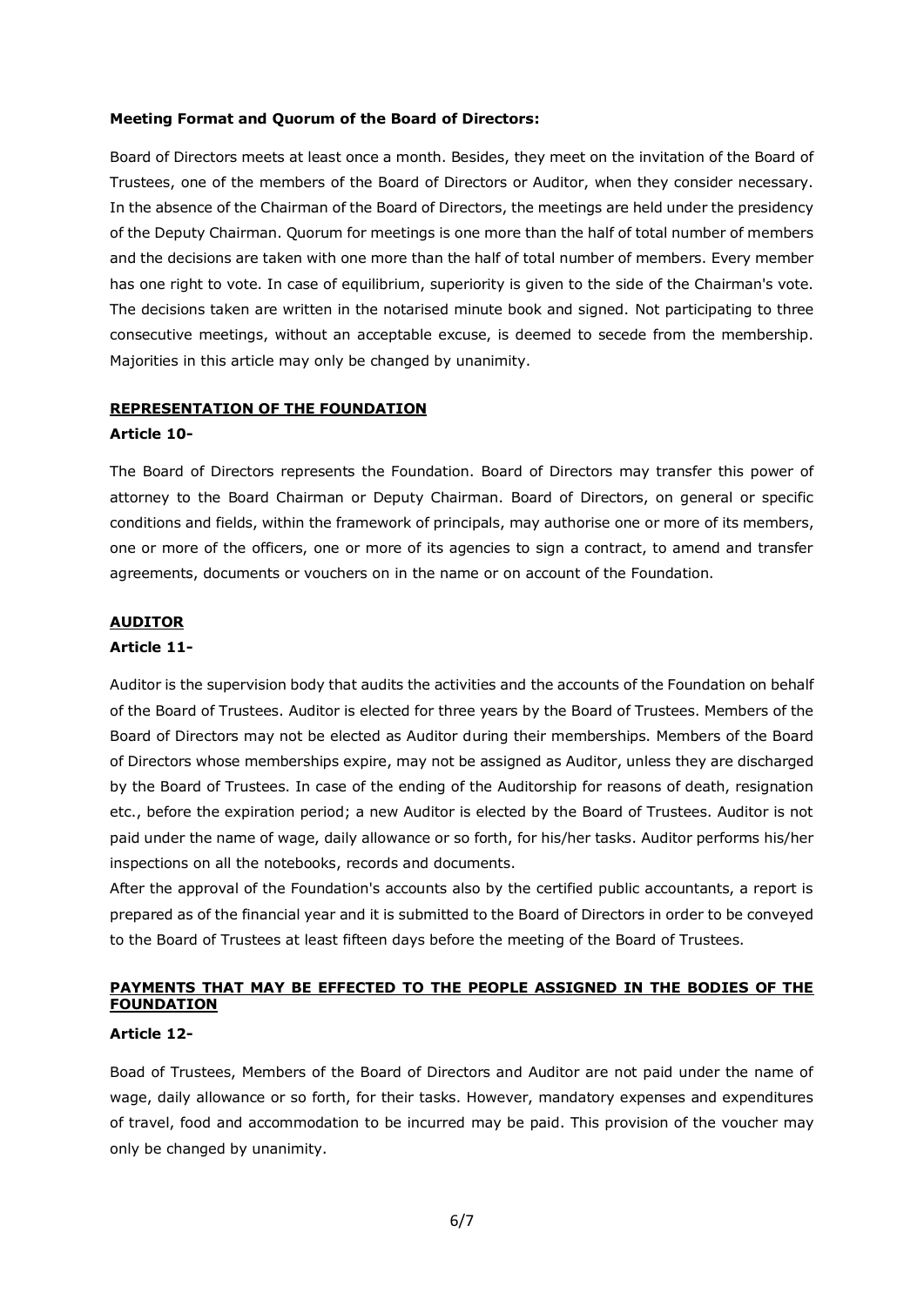**Meeting Format and Quorum of the Board of Directors:**

Board of Directors meets at least once a month. Besides, they meet on the invitation of the Board of Trustees, one of the members of the Board of Directors or Auditor, when they consider necessary. In the absence of the Chairman of the Board of Directors, the meetings are held under the presidency of the Deputy Chairman. Quorum for meetings is one more than the half of total number of members and the decisions are taken with one more than the half of total number of members. Every member has one right to vote. In case of equilibrium, superiority is given to the side of the Chairman's vote. The decisions taken are written in the notarised minute book and signed. Not participating to three consecutive meetings, without an acceptable excuse, is deemed to secede from the membership. Majorities in this article may only be changed by unanimity.

## REPRESENTATION OF THE FOUNDATION

**Article 10-**

The Board of Directors represents the Foundation. Board of Directors may transfer this power of attorney to the Board Chairman or Deputy Chairman. Board of Directors, on general or specific conditions and fields, within the framework of principals, may authorise one or more of its members, one or more of the officers, one or more of its agencies to sign a contract, to amend and transfer agreements, documents or vouchers on in the name or on account of the Foundation.

## AUDITOR

**Article 11-**

Auditor is the supervision body that audits the activities and the accounts of the Foundation on behalf of the Board of Trustees. Auditor is elected for three years by the Board of Trustees. Members of the Board of Directors may not be elected as Auditor during their memberships. Members of the Board of Directors whose memberships expire, may not be assigned as Auditor, unless they are discharged by the Board of Trustees. In case of the ending of the Auditorship for reasons of death, resignation etc., before the expiration period; a new Auditor is elected by the Board of Trustees. Auditor is not paid under the name of wage, daily allowance or so forth, for his/her tasks. Auditor performs his/her inspections on all the notebooks, records and documents.

After the approval of the Foundation's accounts also by the certified public accountants, a report is prepared as of the financial year and it is submitted to the Board of Directors in order to be conveyed to the Board of Trustees at least fifteen days before the meeting of the Board of Trustees.

## PAYMENTS THAT MAY BE EFFECTED TO THE PEOPLE ASSIGNED IN THE BODIES OF THE FOUNDATION

**Article 12-**

Boad of Trustees, Members of the Board of Directors and Auditor are not paid under the name of wage, daily allowance or so forth, for their tasks. However, mandatory expenses and expenditures of travel, food and accommodation to be incurred may be paid. This provision of the voucher may only be changed by unanimity.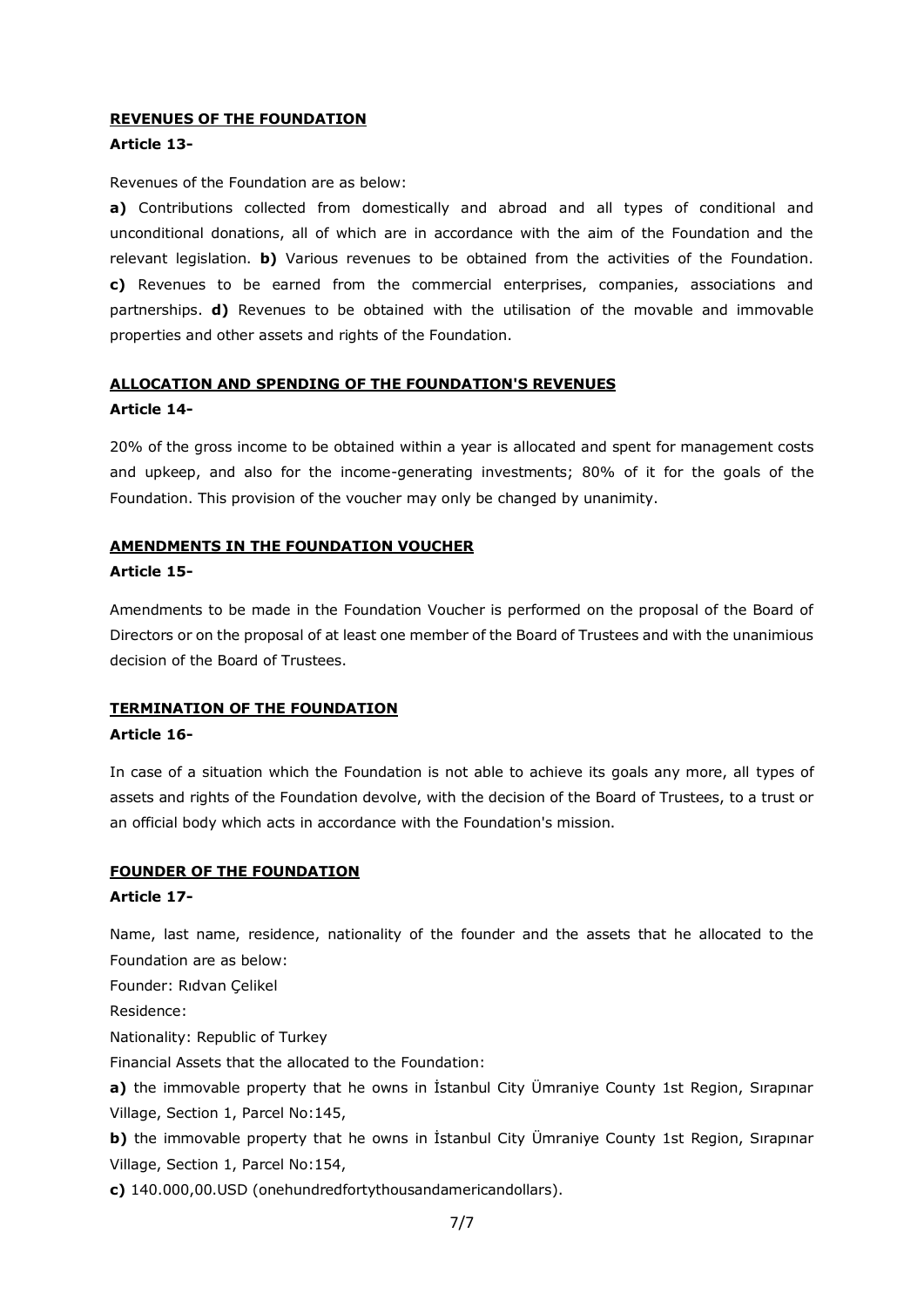**REVENUES OF THE FOUNDATION**

**Article 13-**

Revenues of the Foundation are as below:

**a)** Contributions collected from domestically and abroad and all types of conditional and unconditional donations, all of which are in accordance with the aim of the Foundation and the relevant legislation. **b)** Various revenues to be obtained from the activities of the Foundation. **c)** Revenues to be earned from the commercial enterprises, companies, associations and partnerships. **d)** Revenues to be obtained with the utilisation of the movable and immovable properties and other assets and rights of the Foundation.

**ALLOCATION AND SPENDING OF THE FOUNDATION'S REVENUES**

**Article 14-**

20% of the gross income to be obtained within a year is allocated and spent for management costs and upkeep, and also for the income-generating investments; 80% of it for the goals of the Foundation. This provision of the voucher may only be changed by unanimity.

**AMENDMENTS IN THE FOUNDATION VOUCHER**

**Article 15-**

Amendments to be made in the Foundation Voucher is performed on the proposal of the Board of Directors or on the proposal of at least one member of the Board of Trustees and with the unanimious decision of the Board of Trustees.

**TERMINATION OF THE FOUNDATION**

**Article 16-**

In case of a situation which the Foundation is not able to achieve its goals any more, all types of assets and rights of the Foundation devolve, with the decision of the Board of Trustees, to a trust or an official body which acts in accordance with the Foundation's mission.

**FOUNDER OF THE FOUNDATION**

**Article 17-**

Name, last name, residence, nationality of the founder and the assets that he allocated to the Foundation are as below:

Founder: Rıdvan Çelikel

Residence:

Nationality: Republic of Turkey

Financial Assets that the allocated to the Foundation:

**a)** the immovable property that he owns in İstanbul City Ümraniye County 1st Region, Sırapınar Village, Section 1, Parcel No:145,

**b)** the immovable property that he owns in İstanbul City Ümraniye County 1st Region, Sırapınar Village, Section 1, Parcel No:154,

**c)** 140.000,00.USD (onehundredfortythousandamericandollars).